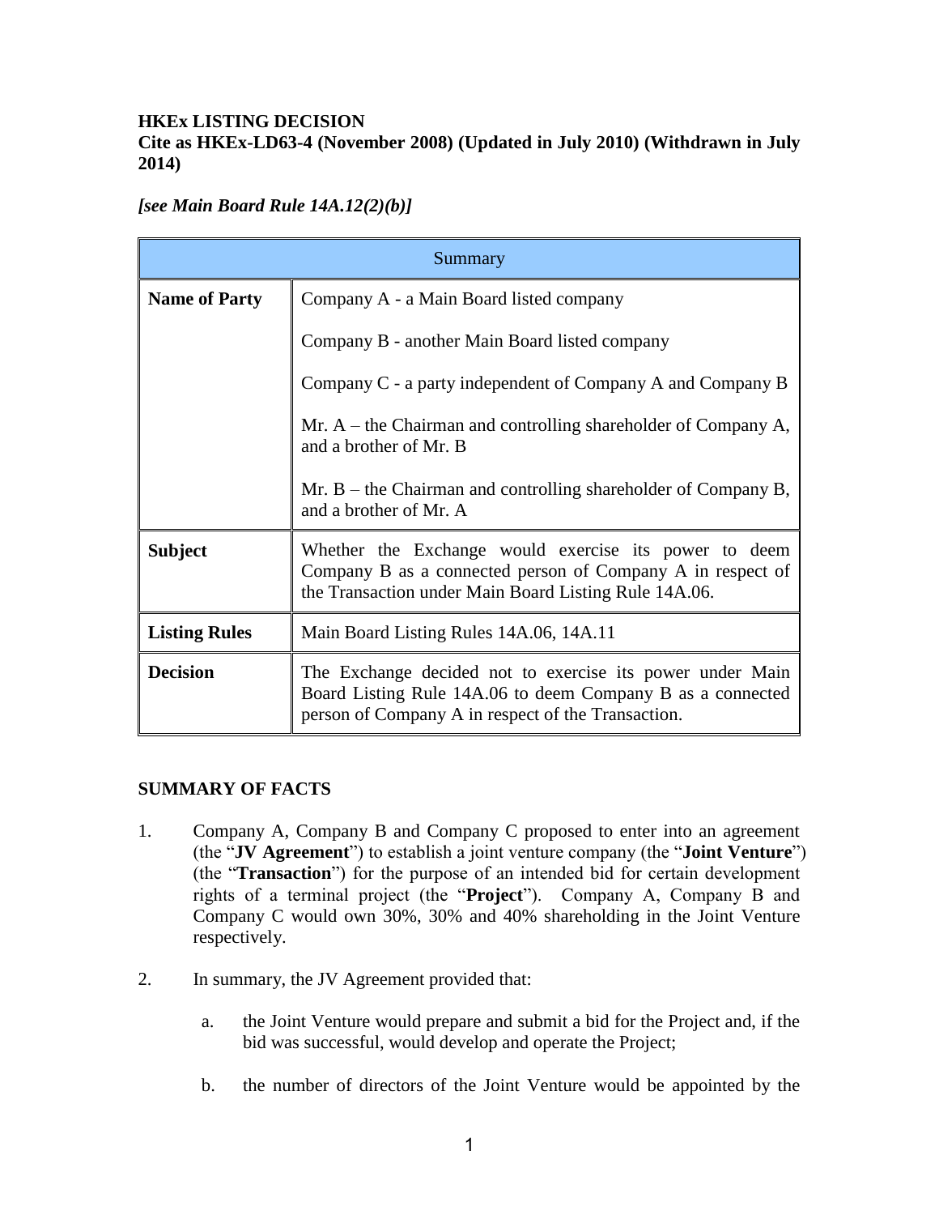**HKEx LISTING DECISION**
**Cite as HKEx-LD63-4 (November 2008) (Updated in July 2010) (Withdrawn in July 2014)**

***[see Main Board Rule 14A.12(2)(b)]***

| Summary | |
|---|---|
| **Name of Party** | Company A - a Main Board listed company<br><br>Company B - another Main Board listed company<br><br>Company C - a party independent of Company A and Company B<br><br>Mr. A – the Chairman and controlling shareholder of Company A, and a brother of Mr. B<br><br>Mr. B – the Chairman and controlling shareholder of Company B, and a brother of Mr. A |
| **Subject** | Whether the Exchange would exercise its power to deem Company B as a connected person of Company A in respect of the Transaction under Main Board Listing Rule 14A.06. |
| **Listing Rules** | Main Board Listing Rules 14A.06, 14A.11 |
| **Decision** | The Exchange decided not to exercise its power under Main Board Listing Rule 14A.06 to deem Company B as a connected person of Company A in respect of the Transaction. |

## SUMMARY OF FACTS

1. Company A, Company B and Company C proposed to enter into an agreement (the "**JV Agreement**") to establish a joint venture company (the "**Joint Venture**") (the "**Transaction**") for the purpose of an intended bid for certain development rights of a terminal project (the "**Project**"). Company A, Company B and Company C would own 30%, 30% and 40% shareholding in the Joint Venture respectively.

2. In summary, the JV Agreement provided that:

   a. the Joint Venture would prepare and submit a bid for the Project and, if the bid was successful, would develop and operate the Project;

   b. the number of directors of the Joint Venture would be appointed by the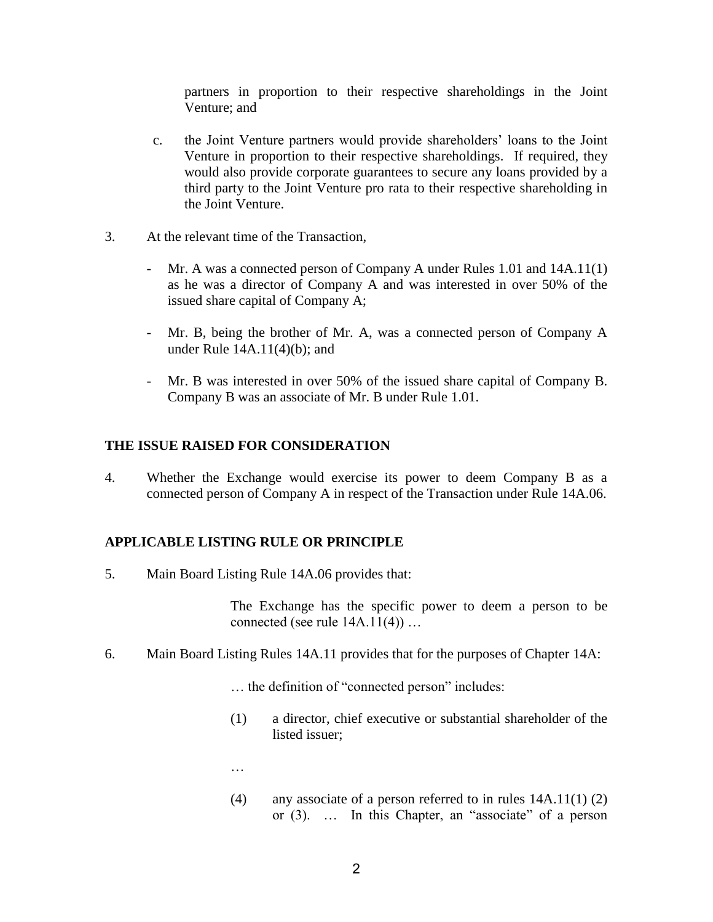partners in proportion to their respective shareholdings in the Joint Venture; and

c. the Joint Venture partners would provide shareholders' loans to the Joint Venture in proportion to their respective shareholdings. If required, they would also provide corporate guarantees to secure any loans provided by a third party to the Joint Venture pro rata to their respective shareholding in the Joint Venture.

3. At the relevant time of the Transaction,

- Mr. A was a connected person of Company A under Rules 1.01 and 14A.11(1) as he was a director of Company A and was interested in over 50% of the issued share capital of Company A;
- Mr. B, being the brother of Mr. A, was a connected person of Company A under Rule 14A.11(4)(b); and
- Mr. B was interested in over 50% of the issued share capital of Company B. Company B was an associate of Mr. B under Rule 1.01.

## THE ISSUE RAISED FOR CONSIDERATION

4. Whether the Exchange would exercise its power to deem Company B as a connected person of Company A in respect of the Transaction under Rule 14A.06.

## APPLICABLE LISTING RULE OR PRINCIPLE

5. Main Board Listing Rule 14A.06 provides that:

> The Exchange has the specific power to deem a person to be connected (see rule 14A.11(4)) …

6. Main Board Listing Rules 14A.11 provides that for the purposes of Chapter 14A:

> … the definition of "connected person" includes:
>
> (1) a director, chief executive or substantial shareholder of the listed issuer;
>
> …
>
> (4) any associate of a person referred to in rules 14A.11(1) (2) or (3). … In this Chapter, an "associate" of a person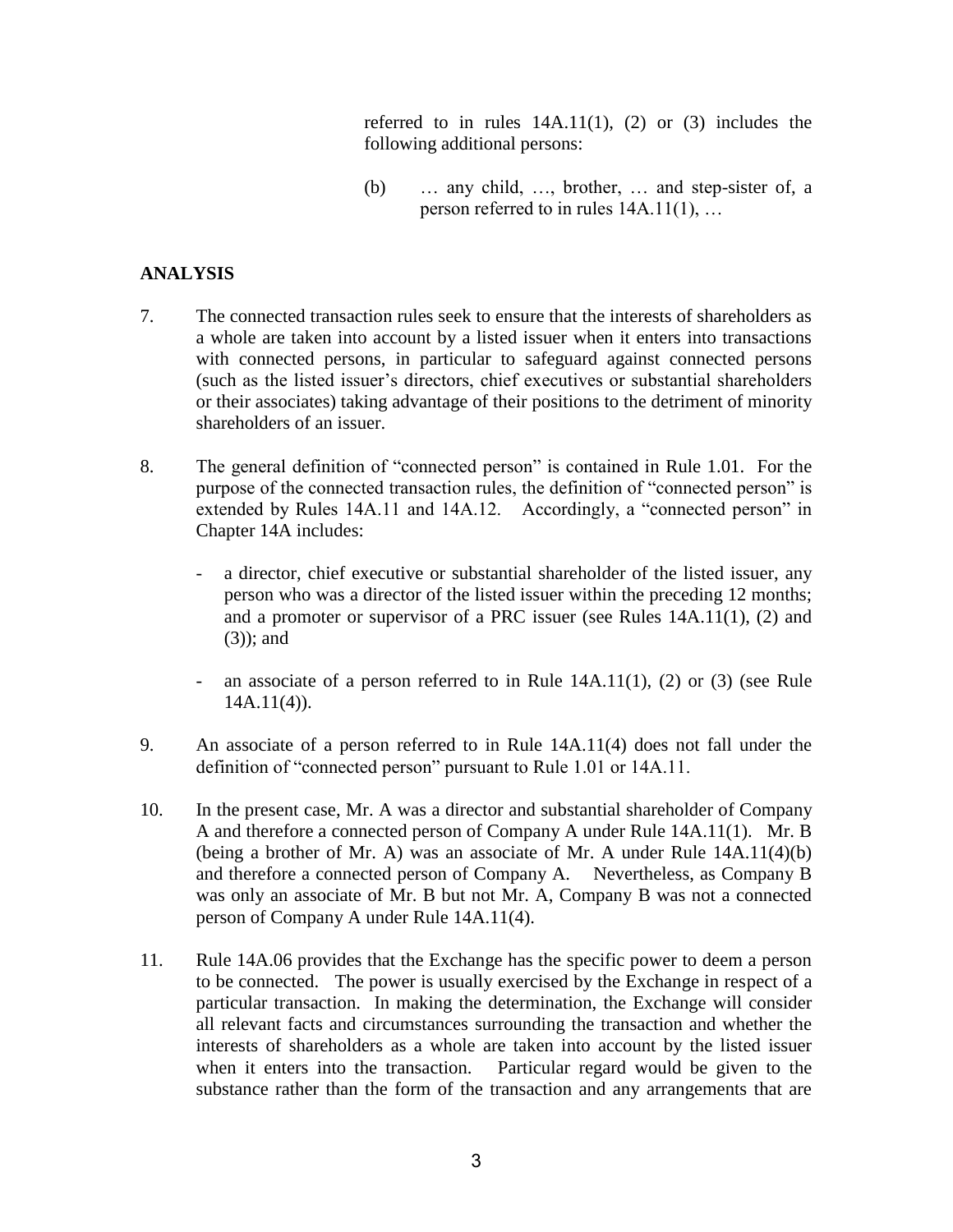referred to in rules 14A.11(1), (2) or (3) includes the following additional persons:

(b) … any child, …, brother, … and step-sister of, a person referred to in rules 14A.11(1), …

**ANALYSIS**

7. The connected transaction rules seek to ensure that the interests of shareholders as a whole are taken into account by a listed issuer when it enters into transactions with connected persons, in particular to safeguard against connected persons (such as the listed issuer's directors, chief executives or substantial shareholders or their associates) taking advantage of their positions to the detriment of minority shareholders of an issuer.

8. The general definition of "connected person" is contained in Rule 1.01. For the purpose of the connected transaction rules, the definition of "connected person" is extended by Rules 14A.11 and 14A.12. Accordingly, a "connected person" in Chapter 14A includes:

   - a director, chief executive or substantial shareholder of the listed issuer, any person who was a director of the listed issuer within the preceding 12 months; and a promoter or supervisor of a PRC issuer (see Rules 14A.11(1), (2) and (3)); and

   - an associate of a person referred to in Rule 14A.11(1), (2) or (3) (see Rule 14A.11(4)).

9. An associate of a person referred to in Rule 14A.11(4) does not fall under the definition of "connected person" pursuant to Rule 1.01 or 14A.11.

10. In the present case, Mr. A was a director and substantial shareholder of Company A and therefore a connected person of Company A under Rule 14A.11(1). Mr. B (being a brother of Mr. A) was an associate of Mr. A under Rule 14A.11(4)(b) and therefore a connected person of Company A. Nevertheless, as Company B was only an associate of Mr. B but not Mr. A, Company B was not a connected person of Company A under Rule 14A.11(4).

11. Rule 14A.06 provides that the Exchange has the specific power to deem a person to be connected. The power is usually exercised by the Exchange in respect of a particular transaction. In making the determination, the Exchange will consider all relevant facts and circumstances surrounding the transaction and whether the interests of shareholders as a whole are taken into account by the listed issuer when it enters into the transaction. Particular regard would be given to the substance rather than the form of the transaction and any arrangements that are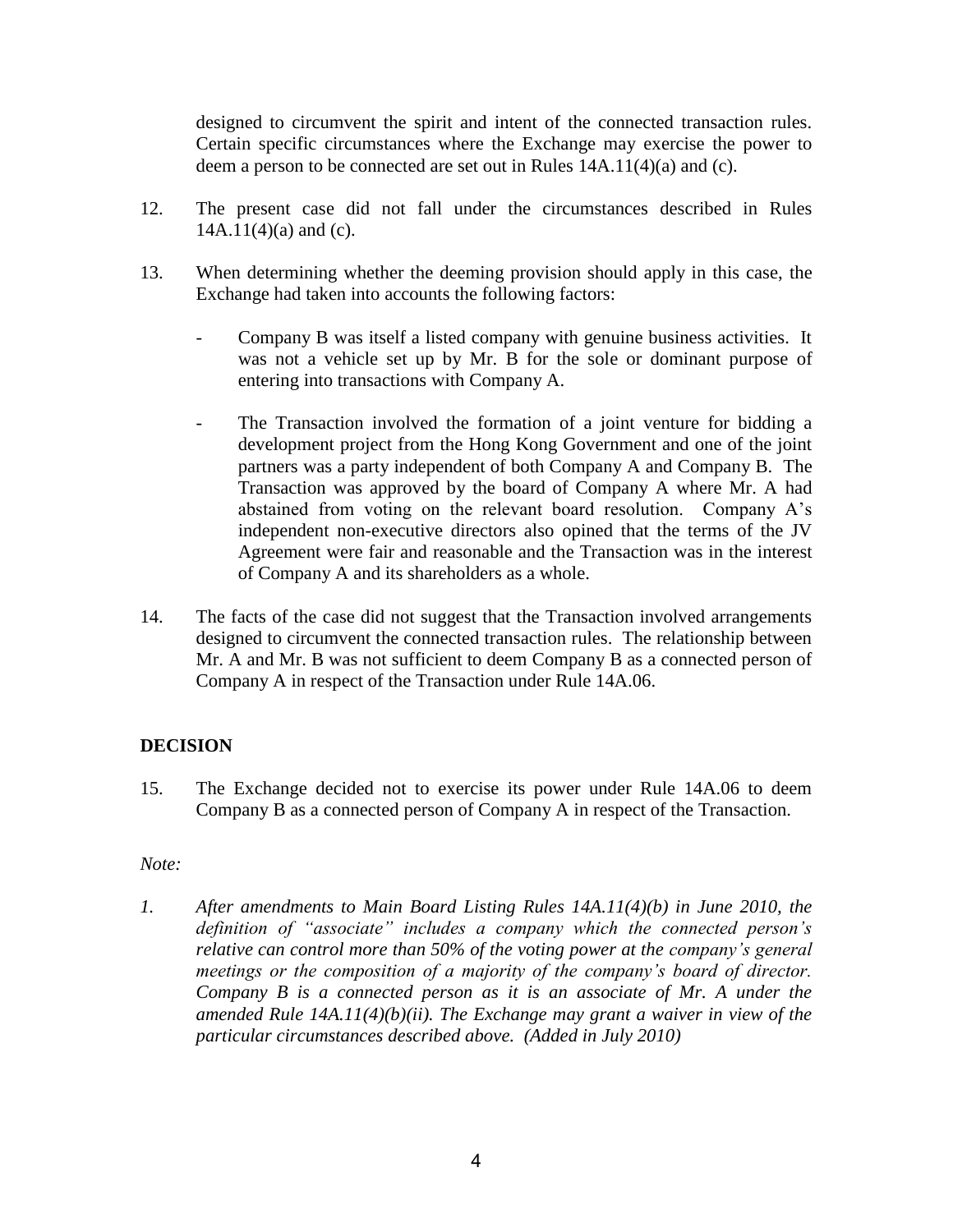designed to circumvent the spirit and intent of the connected transaction rules. Certain specific circumstances where the Exchange may exercise the power to deem a person to be connected are set out in Rules 14A.11(4)(a) and (c).

12. The present case did not fall under the circumstances described in Rules 14A.11(4)(a) and (c).

13. When determining whether the deeming provision should apply in this case, the Exchange had taken into accounts the following factors:

    - Company B was itself a listed company with genuine business activities. It was not a vehicle set up by Mr. B for the sole or dominant purpose of entering into transactions with Company A.

    - The Transaction involved the formation of a joint venture for bidding a development project from the Hong Kong Government and one of the joint partners was a party independent of both Company A and Company B. The Transaction was approved by the board of Company A where Mr. A had abstained from voting on the relevant board resolution. Company A's independent non-executive directors also opined that the terms of the JV Agreement were fair and reasonable and the Transaction was in the interest of Company A and its shareholders as a whole.

14. The facts of the case did not suggest that the Transaction involved arrangements designed to circumvent the connected transaction rules. The relationship between Mr. A and Mr. B was not sufficient to deem Company B as a connected person of Company A in respect of the Transaction under Rule 14A.06.

## DECISION

15. The Exchange decided not to exercise its power under Rule 14A.06 to deem Company B as a connected person of Company A in respect of the Transaction.

*Note:*

1. *After amendments to Main Board Listing Rules 14A.11(4)(b) in June 2010, the definition of "associate" includes a company which the connected person's relative can control more than 50% of the voting power at the company's general meetings or the composition of a majority of the company's board of director. Company B is a connected person as it is an associate of Mr. A under the amended Rule 14A.11(4)(b)(ii). The Exchange may grant a waiver in view of the particular circumstances described above. (Added in July 2010)*